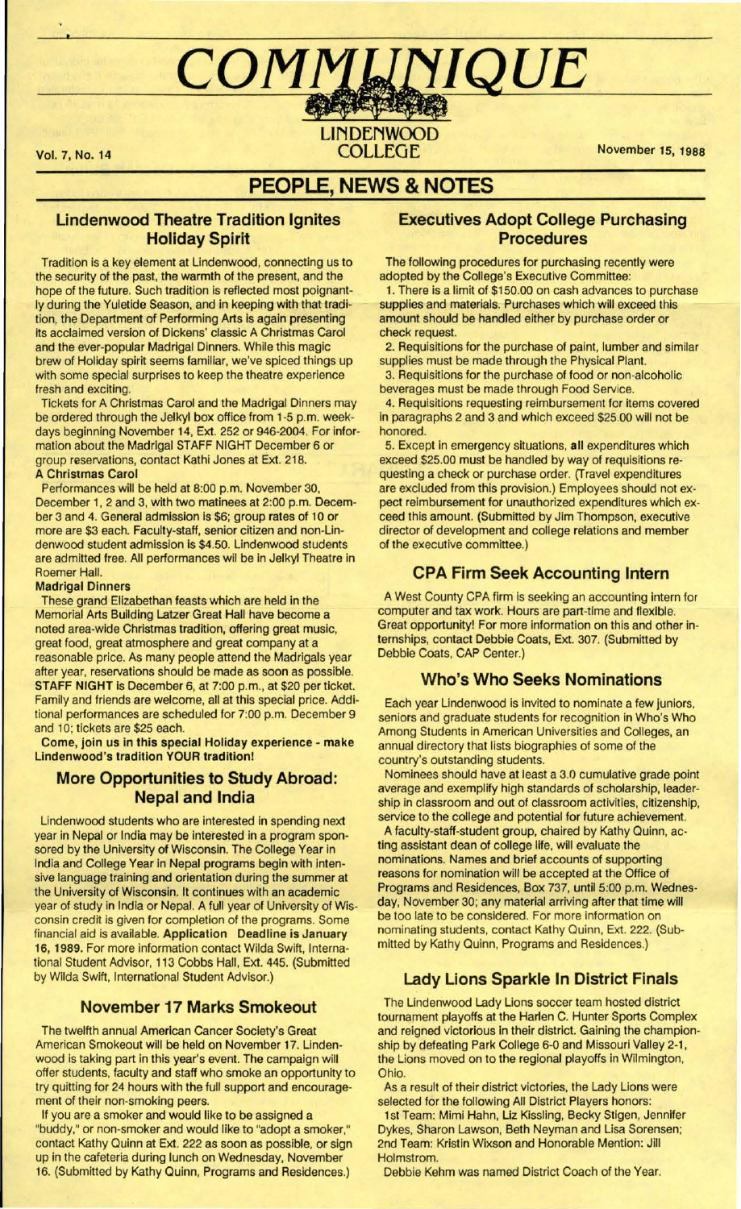# COMMUNIQUE

LINDENWOOD COLLEGE

Vol. 7, No. 14

November 15, 1988

## PEOPLE, NEWS & NOTES

### Lindenwood Theatre Tradition Ignites Holiday Spirit

Tradition is a key element at Lindenwood, connecting us to the security of the past, the warmth of the present, and the hope of the future. Such tradition is reflected most poignantly during the Yuletide Season, and in keeping with that tradition, the Department of Performing Arts is again presenting its acclaimed version of Dickens' classic A Christmas Carol and the ever-popular Madrigal Dinners. While this magic brew of Holiday spirit seems familiar, we've spiced things up with some special surprises to keep the theatre experience fresh and exciting.

Tickets for A Christmas Carol and the Madrigal Dinners may be ordered through the Jelkyl box office from 1-5 p.m. weekdays beginning November 14, Ext. 252 or 946-2004. For information about the Madrigal STAFF NIGHT December 6 or group reservations, contact Kathi Jones at Ext. 218.

**A Christmas Carol**

Performances will be held at 8:00 p.m. November 30, December 1, 2 and 3, with two matinees at 2:00 p.m. December 3 and 4. General admission is $6; group rates of 10 or more are $3 each. Faculty-staff, senior citizen and non-Lindenwood student admission is $4.50. Lindenwood students are admitted free. All performances wil be in Jelkyl Theatre in Roemer Hall.

**Madrigal Dinners**

These grand Elizabethan feasts which are held in the Memorial Arts Building Latzer Great Hall have become a noted area-wide Christmas tradition, offering great music, great food, great atmosphere and great company at a reasonable price. As many people attend the Madrigals year after year, reservations should be made as soon as possible. **STAFF NIGHT** is December 6, at 7:00 p.m., at $20 per ticket. Family and friends are welcome, all at this special price. Additional performances are scheduled for 7:00 p.m. December 9 and 10; tickets are $25 each.

**Come, join us in this special Holiday experience - make Lindenwood's tradition YOUR tradition!**

### More Opportunities to Study Abroad: Nepal and India

Lindenwood students who are interested in spending next year in Nepal or India may be interested in a program sponsored by the University of Wisconsin. The College Year in India and College Year in Nepal programs begin with intensive language training and orientation during the summer at the University of Wisconsin. It continues with an academic year of study in India or Nepal. A full year of University of Wisconsin credit is given for completion of the programs. Some financial aid is available. **Application Deadline is January 16, 1989.** For more information contact Wilda Swift, International Student Advisor, 113 Cobbs Hall, Ext. 445. (Submitted by Wilda Swift, International Student Advisor.)

### November 17 Marks Smokeout

The twelfth annual American Cancer Society's Great American Smokeout will be held on November 17. Lindenwood is taking part in this year's event. The campaign will offer students, faculty and staff who smoke an opportunity to try quitting for 24 hours with the full support and encouragement of their non-smoking peers.

If you are a smoker and would like to be assigned a "buddy," or non-smoker and would like to "adopt a smoker," contact Kathy Quinn at Ext. 222 as soon as possible, or sign up in the cafeteria during lunch on Wednesday, November 16. (Submitted by Kathy Quinn, Programs and Residences.)

### Executives Adopt College Purchasing Procedures

The following procedures for purchasing recently were adopted by the College's Executive Committee:

1. There is a limit of $150.00 on cash advances to purchase supplies and materials. Purchases which will exceed this amount should be handled either by purchase order or check request.
2. Requisitions for the purchase of paint, lumber and similar supplies must be made through the Physical Plant.
3. Requisitions for the purchase of food or non-alcoholic beverages must be made through Food Service.
4. Requisitions requesting reimbursement for items covered in paragraphs 2 and 3 and which exceed $25.00 will not be honored.
5. Except in emergency situations, **all** expenditures which exceed $25.00 must be handled by way of requisitions requesting a check or purchase order. (Travel expenditures are excluded from this provision.) Employees should not expect reimbursement for unauthorized expenditures which exceed this amount. (Submitted by Jim Thompson, executive director of development and college relations and member of the executive committee.)

### CPA Firm Seek Accounting Intern

A West County CPA firm is seeking an accounting intern for computer and tax work. Hours are part-time and flexible. Great opportunity! For more information on this and other internships, contact Debbie Coats, Ext. 307. (Submitted by Debbie Coats, CAP Center.)

### Who's Who Seeks Nominations

Each year Lindenwood is invited to nominate a few juniors, seniors and graduate students for recognition in Who's Who Among Students in American Universities and Colleges, an annual directory that lists biographies of some of the country's outstanding students.

Nominees should have at least a 3.0 cumulative grade point average and exemplify high standards of scholarship, leadership in classroom and out of classroom activities, citizenship, service to the college and potential for future achievement.

A faculty-staff-student group, chaired by Kathy Quinn, acting assistant dean of college life, will evaluate the nominations. Names and brief accounts of supporting reasons for nomination will be accepted at the Office of Programs and Residences, Box 737, until 5:00 p.m. Wednesday, November 30; any material arriving after that time will be too late to be considered. For more information on nominating students, contact Kathy Quinn, Ext. 222. (Submitted by Kathy Quinn, Programs and Residences.)

### Lady Lions Sparkle In District Finals

The Lindenwood Lady Lions soccer team hosted district tournament playoffs at the Harlen C. Hunter Sports Complex and reigned victorious in their district. Gaining the championship by defeating Park College 6-0 and Missouri Valley 2-1, the Lions moved on to the regional playoffs in Wilmington, Ohio.

As a result of their district victories, the Lady Lions were selected for the following All District Players honors:

1st Team: Mimi Hahn, Liz Kissling, Becky Stigen, Jennifer Dykes, Sharon Lawson, Beth Neyman and Lisa Sorensen;
2nd Team: Kristin Wixson and Honorable Mention: Jill Holmstrom.

Debbie Kehm was named District Coach of the Year.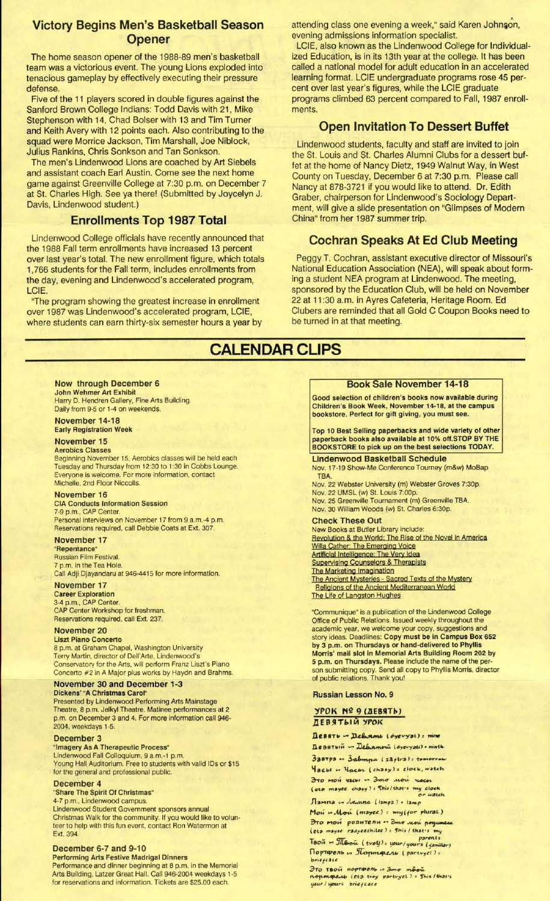## Victory Begins Men's Basketball Season Opener

The home season opener of the 1988-89 men's basketball team was a victorious event. The young Lions exploded into tenacious gameplay by effectively executing their pressure defense.

Five of the 11 players scored in double figures against the Sanford Brown College Indians: Todd Davis with 21, Mike Stephenson with 14, Chad Bolser with 13 and Tim Turner and Keith Avery with 12 points each. Also contributing to the squad were Morrice Jackson, Tim Marshall, Joe Niblock, Julius Rankins, Chris Sonkson and Tan Sonkson.

The men's Lindenwood Lions are coached by Art Siebels and assistant coach Earl Austin. Come see the next home game against Greenville College at 7:30 p.m. on December 7 at St. Charles High. See ya there! (Submitted by Joycelyn J. Davis, Lindenwood student.)

## Enrollments Top 1987 Total

Lindenwood College officials have recently announced that the 1988 Fall term enrollments have increased 13 percent over last year's total. The new enrollment figure, which totals 1,766 students for the Fall term, includes enrollments from the day, evening and Lindenwood's accelerated program, LCIE.

"The program showing the greatest increase in enrollment over 1987 was Lindenwood's accelerated program, LCIE, where students can earn thirty-six semester hours a year by attending class one evening a week," said Karen Johnson, evening admissions information specialist.

LCIE, also known as the Lindenwood College for Individualized Education, is in its 13th year at the college. It has been called a national model for adult education in an accelerated learning format. LCIE undergraduate programs rose 45 percent over last year's figures, while the LCIE graduate programs climbed 63 percent compared to Fall, 1987 enrollments.

## Open Invitation To Dessert Buffet

Lindenwood students, faculty and staff are invited to join the St. Louis and St. Charles Alumni Clubs for a dessert buffet at the home of Nancy Dietz, 1949 Walnut Way, in West County on Tuesday, December 6 at 7:30 p.m. Please call Nancy at 878-3721 if you would like to attend. Dr. Edith Graber, chairperson for Lindenwood's Sociology Department, will give a slide presentation on "Glimpses of Modern China" from her 1987 summer trip.

## Cochran Speaks At Ed Club Meeting

Peggy T. Cochran, assistant executive director of Missouri's National Education Association (NEA), will speak about forming a student NEA program at Lindenwood. The meeting, sponsored by the Education Club, will be held on November 22 at 11:30 a.m. in Ayres Cafeteria, Heritage Room. Ed Clubers are reminded that all Gold C Coupon Books need to be turned in at that meeting.

# CALENDAR CLIPS

**Now through December 6**
**John Wehmer Art Exhibit**
Harry D. Hendren Gallery, Fine Arts Building.
Daily from 9-5 or 1-4 on weekends.

**November 14-18**
**Early Registration Week**

**November 15**
**Aerobics Classes**
Beginning November 15, Aerobics classes will be held each Tuesday and Thursday from 12:30 to 1:30 in Cobbs Lounge. Everyone is welcome. For more information, contact Michelle, 2nd Floor Niccolls.

**November 16**
**CIA Conducts Information Session**
7-9 p.m., CAP Center.
Personal interviews on November 17 from 9 a.m.-4 p.m. Reservations required, call Debbie Coats at Ext. 307.

**November 17**
**"Repentance"**
Russian Film Festival.
7 p.m. in the Tea Hole.
Call Adji Djayandaru at 946-4415 for more information.

**November 17**
**Career Exploration**
3-4 p.m., CAP Center.
CAP Center Workshop for freshman.
Reservations required, call Ext. 237.

**November 20**
**Liszt Piano Concerto**
8 p.m. at Graham Chapel, Washington University
Terry Martin, director of Dell'Arte, Lindenwood's Conservatory for the Arts, will perform Franz Liszt's Piano Concerto #2 in A Major plus works by Haydn and Brahms.

**November 30 and December 1-3**
**Dickens' "A Christmas Carol"**
Presented by Lindenwood Performing Arts Mainstage Theatre, 8 p.m. Jelkyl Theatre. Matinee performances at 2 p.m. on December 3 and 4. For more information call 946-2004, weekdays 1-5.

**December 3**
**"Imagery As A Therapeutic Process"**
Lindenwood Fall Colloquium, 9 a.m.-1 p.m.
Young Hall Auditorium. Free to students with valid IDs or $15 for the general and professional public.

**December 4**
**"Share The Spirit Of Christmas"**
4-7 p.m., Lindenwood campus.
Lindenwood Student Government sponsors annual Christmas Walk for the community. If you would like to volunteer to help with this fun event, contact Ron Waterman at Ext. 394.

**December 6-7 and 9-10**
**Performing Arts Festive Madrigal Dinners**
Performance and dinner beginning at 8 p.m. in the Memorial Arts Building, Latzer Great Hall. Call 946-2004 weekdays 1-5 for reservations and information. Tickets are $25.00 each.

### Book Sale November 14-18

**Good selection of children's books now available during Children's Book Week, November 14-18, at the campus bookstore. Perfect for gift giving, you must see.**

**Top 10 Best Selling paperbacks and wide variety of other paperback books also available at 10% off.STOP BY THE BOOKSTORE to pick up on the best selections TODAY.**

**Lindenwood Basketball Schedule**
Nov. 17-19 Show-Me Conference Tourney (m&w) MoBap TBA.
Nov. 22 Webster University (m) Webster Groves 7:30p.
Nov. 22 UMSL (w) St. Louis 7:00p.
Nov. 25 Greenville Tournament (m) Greenville TBA.
Nov. 30 William Woods (w) St. Charles 6:30p.

**Check These Out**
New Books at Butler Library include:
Revolution & the World: The Rise of the Novel in America
Willa Cather: The Emerging Voice
Artificial Intelligence: The Very Idea
Supervising Counselors & Therapists
The Marketing Imagination
The Ancient Mysteries - Sacred Texts of the Mystery Religions of the Ancient Mediterranean World
The Life of Langston Hughes

"Communique" is a publication of the Lindenwood College Office of Public Relations. Issued weekly throughout the academic year, we welcome your copy, suggestions and story ideas. Deadlines: **Copy must be in Campus Box 652 by 3 p.m. on Thursdays or hand-delivered to Phyllis Morris' mail slot in Memorial Arts Building Room 202 by 5 p.m. on Thursdays.** Please include the name of the person submitting copy. Send all copy to Phyllis Morris, director of public relations. Thank you!

**Russian Lesson No. 9**

**УРОК № 9 (ДЕВЯТЬ)**
**ДЕВЯТЫЙ УРОК**

Девять ↔ *Девять* (dyevyat) = nine
Девятый ↔ *Девятый* (dyevyati) = ninth
Завтра ↔ *Завтра* (zaftra) = tomorrow
Часы ↔ *Часы* (chasy) = clock, watch
Это мои часы ↔ *Это мои часы*
(eta mayee chasy) = This/that's my clock or watch
Лампа ↔ *Лампа* (lampa) = lamp
Мои ↔ *Мои* (mayee) = my (for plural)
Это мои родители ↔ *Это мои родители*
(eta mayee radyeechilee) = This/that's my parents
Твой ↔ *Твой* (tvoy) = your/yours (familiar)
Портфель ↔ *Портфель* (partvyel) = briefcase
Это твой портфель ↔ *Это твой портфель* (eta tvoy partvyel) = This/that's your/yours briefcase